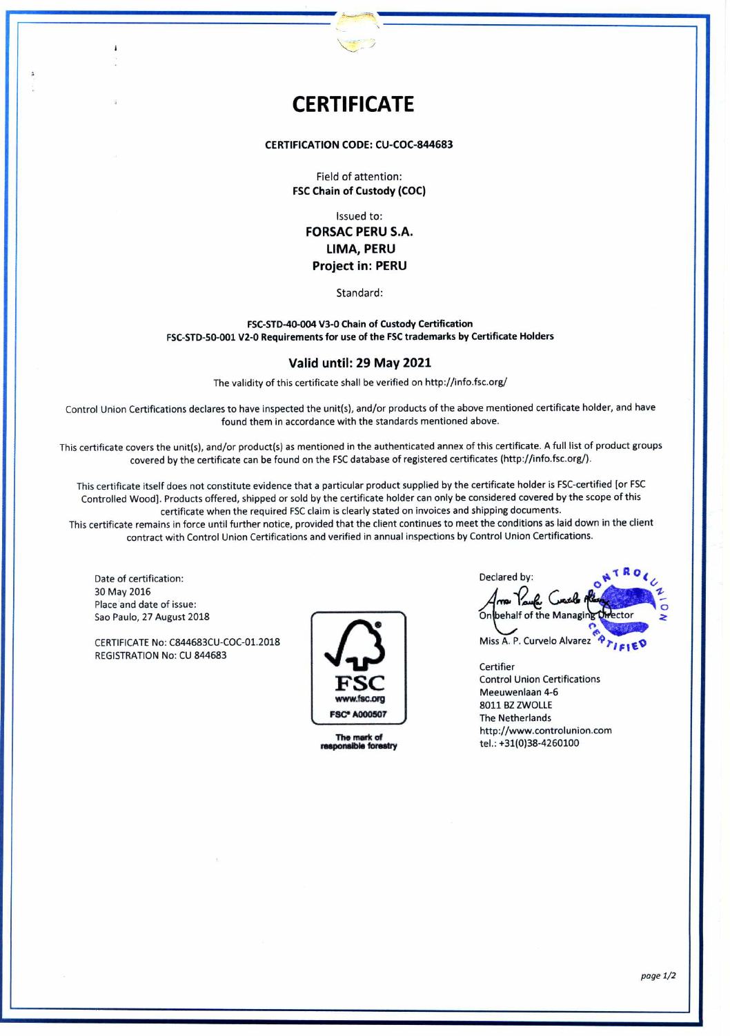# CERTIFICATE

**CERTIFICATION CODE: CU-COC-844683**

Field of attention:
**FSC Chain of Custody (COC)**

Issued to:
**FORSAC PERU S.A.**
**LIMA, PERU**
**Project in: PERU**

Standard:

**FSC-STD-40-004 V3-0 Chain of Custody Certification**
**FSC-STD-50-001 V2-0 Requirements for use of the FSC trademarks by Certificate Holders**

## Valid until: 29 May 2021

The validity of this certificate shall be verified on http://info.fsc.org/

Control Union Certifications declares to have inspected the unit(s), and/or products of the above mentioned certificate holder, and have found them in accordance with the standards mentioned above.

This certificate covers the unit(s), and/or product(s) as mentioned in the authenticated annex of this certificate. A full list of product groups covered by the certificate can be found on the FSC database of registered certificates (http://info.fsc.org/).

This certificate itself does not constitute evidence that a particular product supplied by the certificate holder is FSC-certified [or FSC Controlled Wood]. Products offered, shipped or sold by the certificate holder can only be considered covered by the scope of this certificate when the required FSC claim is clearly stated on invoices and shipping documents.
This certificate remains in force until further notice, provided that the client continues to meet the conditions as laid down in the client contract with Control Union Certifications and verified in annual inspections by Control Union Certifications.

Date of certification:
30 May 2016
Place and date of issue:
Sao Paulo, 27 August 2018

CERTIFICATE No: C844683CU-COC-01.2018
REGISTRATION No: CU 844683

FSC
www.fsc.org
FSC® A000507
The mark of responsible forestry

Declared by:

On behalf of the Managing Director

Miss A. P. Curvelo Alvarez

Certifier
Control Union Certifications
Meeuwenlaan 4-6
8011 BZ ZWOLLE
The Netherlands
http://www.controlunion.com
tel.: +31(0)38-4260100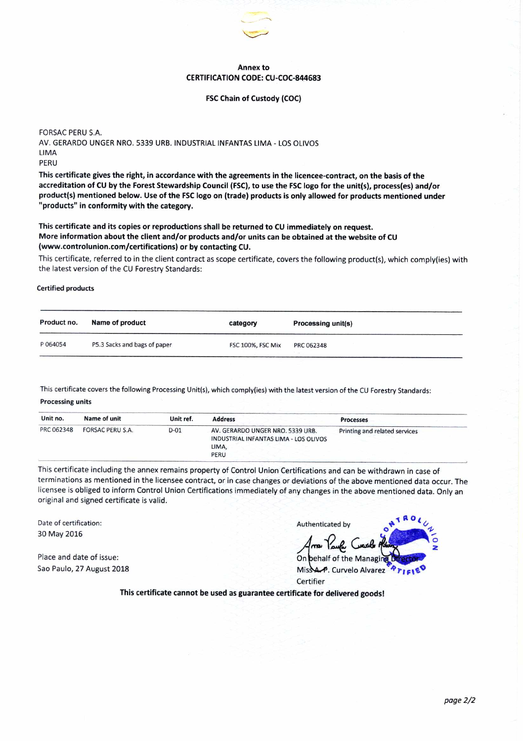**Annex to**
**CERTIFICATION CODE: CU-COC-844683**

**FSC Chain of Custody (COC)**

FORSAC PERU S.A.
AV. GERARDO UNGER NRO. 5339 URB. INDUSTRIAL INFANTAS LIMA - LOS OLIVOS
LIMA
PERU

**This certificate gives the right, in accordance with the agreements in the licencee-contract, on the basis of the accreditation of CU by the Forest Stewardship Council (FSC), to use the FSC logo for the unit(s), process(es) and/or product(s) mentioned below. Use of the FSC logo on (trade) products is only allowed for products mentioned under "products" in conformity with the category.**

**This certificate and its copies or reproductions shall be returned to CU immediately on request.**
**More information about the client and/or products and/or units can be obtained at the website of CU (www.controlunion.com/certifications) or by contacting CU.**

This certificate, referred to in the client contract as scope certificate, covers the following product(s), which comply(ies) with the latest version of the CU Forestry Standards:

**Certified products**

| Product no. | Name of product | category | Processing unit(s) |
|---|---|---|---|
| P 064054 | P5.3 Sacks and bags of paper | FSC 100%, FSC Mix | PRC 062348 |

This certificate covers the following Processing Unit(s), which comply(ies) with the latest version of the CU Forestry Standards:

**Processing units**

| Unit no. | Name of unit | Unit ref. | Address | Processes |
|---|---|---|---|---|
| PRC 062348 | FORSAC PERU S.A. | D-01 | AV. GERARDO UNGER NRO. 5339 URB. INDUSTRIAL INFANTAS LIMA - LOS OLIVOS LIMA, PERU | Printing and related services |

This certificate including the annex remains property of Control Union Certifications and can be withdrawn in case of terminations as mentioned in the licensee contract, or in case changes or deviations of the above mentioned data occur. The licensee is obliged to inform Control Union Certifications immediately of any changes in the above mentioned data. Only an original and signed certificate is valid.

Date of certification:
30 May 2016

Place and date of issue:
Sao Paulo, 27 August 2018

Authenticated by

On behalf of the Managing Director
Miss A.P. Curvelo Alvarez
Certifier

**This certificate cannot be used as guarantee certificate for delivered goods!**